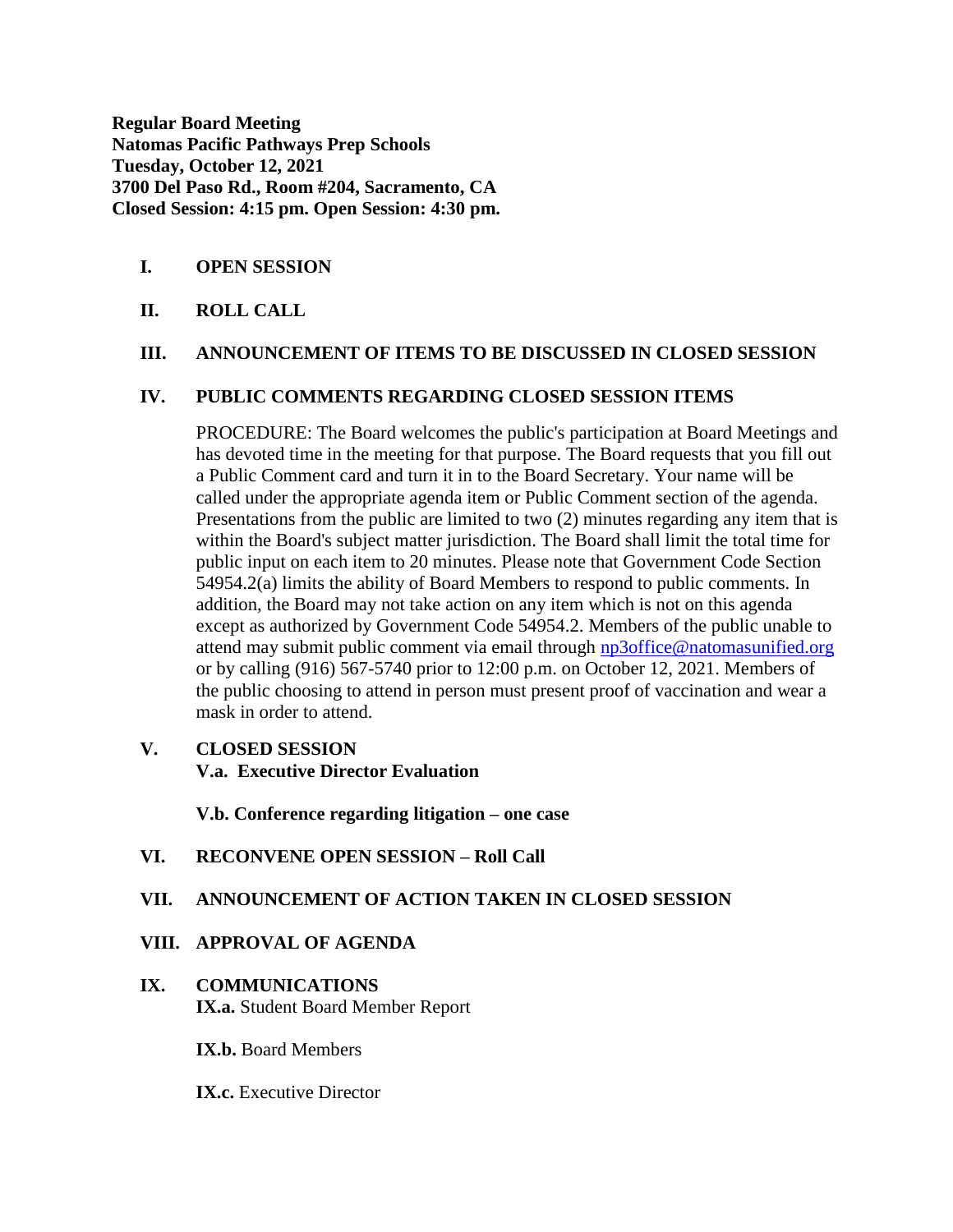**Regular Board Meeting**
**Natomas Pacific Pathways Prep Schools**
**Tuesday, October 12, 2021**
**3700 Del Paso Rd., Room #204, Sacramento, CA**
**Closed Session: 4:15 pm. Open Session: 4:30 pm.**

**I. OPEN SESSION**

**II. ROLL CALL**

**III. ANNOUNCEMENT OF ITEMS TO BE DISCUSSED IN CLOSED SESSION**

**IV. PUBLIC COMMENTS REGARDING CLOSED SESSION ITEMS**

PROCEDURE: The Board welcomes the public's participation at Board Meetings and has devoted time in the meeting for that purpose. The Board requests that you fill out a Public Comment card and turn it in to the Board Secretary. Your name will be called under the appropriate agenda item or Public Comment section of the agenda. Presentations from the public are limited to two (2) minutes regarding any item that is within the Board's subject matter jurisdiction. The Board shall limit the total time for public input on each item to 20 minutes. Please note that Government Code Section 54954.2(a) limits the ability of Board Members to respond to public comments. In addition, the Board may not take action on any item which is not on this agenda except as authorized by Government Code 54954.2. Members of the public unable to attend may submit public comment via email through np3office@natomasunified.org or by calling (916) 567-5740 prior to 12:00 p.m. on October 12, 2021. Members of the public choosing to attend in person must present proof of vaccination and wear a mask in order to attend.

**V. CLOSED SESSION**
**V.a. Executive Director Evaluation**

**V.b. Conference regarding litigation – one case**

**VI. RECONVENE OPEN SESSION – Roll Call**

**VII. ANNOUNCEMENT OF ACTION TAKEN IN CLOSED SESSION**

**VIII. APPROVAL OF AGENDA**

**IX. COMMUNICATIONS**
**IX.a.** Student Board Member Report

**IX.b.** Board Members

**IX.c.** Executive Director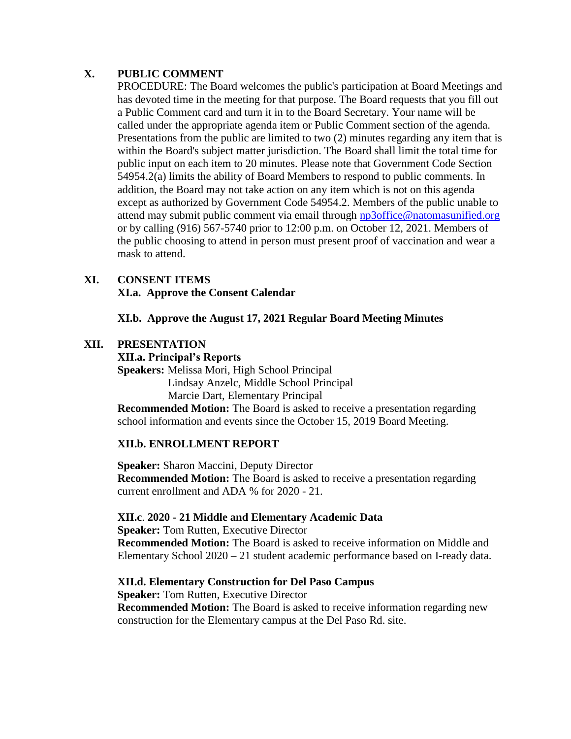## X. PUBLIC COMMENT

PROCEDURE: The Board welcomes the public's participation at Board Meetings and has devoted time in the meeting for that purpose. The Board requests that you fill out a Public Comment card and turn it in to the Board Secretary. Your name will be called under the appropriate agenda item or Public Comment section of the agenda. Presentations from the public are limited to two (2) minutes regarding any item that is within the Board's subject matter jurisdiction. The Board shall limit the total time for public input on each item to 20 minutes. Please note that Government Code Section 54954.2(a) limits the ability of Board Members to respond to public comments. In addition, the Board may not take action on any item which is not on this agenda except as authorized by Government Code 54954.2. Members of the public unable to attend may submit public comment via email through np3office@natomasunified.org or by calling (916) 567-5740 prior to 12:00 p.m. on October 12, 2021. Members of the public choosing to attend in person must present proof of vaccination and wear a mask to attend.

## XI. CONSENT ITEMS

**XI.a. Approve the Consent Calendar**

**XI.b. Approve the August 17, 2021 Regular Board Meeting Minutes**

## XII. PRESENTATION

**XII.a. Principal's Reports**

**Speakers:** Melissa Mori, High School Principal
Lindsay Anzelc, Middle School Principal
Marcie Dart, Elementary Principal

**Recommended Motion:** The Board is asked to receive a presentation regarding school information and events since the October 15, 2019 Board Meeting.

**XII.b. ENROLLMENT REPORT**

**Speaker:** Sharon Maccini, Deputy Director

**Recommended Motion:** The Board is asked to receive a presentation regarding current enrollment and ADA % for 2020 - 21.

**XII.c. 2020 - 21 Middle and Elementary Academic Data**

**Speaker:** Tom Rutten, Executive Director

**Recommended Motion:** The Board is asked to receive information on Middle and Elementary School 2020 – 21 student academic performance based on I-ready data.

**XII.d. Elementary Construction for Del Paso Campus**

**Speaker:** Tom Rutten, Executive Director

**Recommended Motion:** The Board is asked to receive information regarding new construction for the Elementary campus at the Del Paso Rd. site.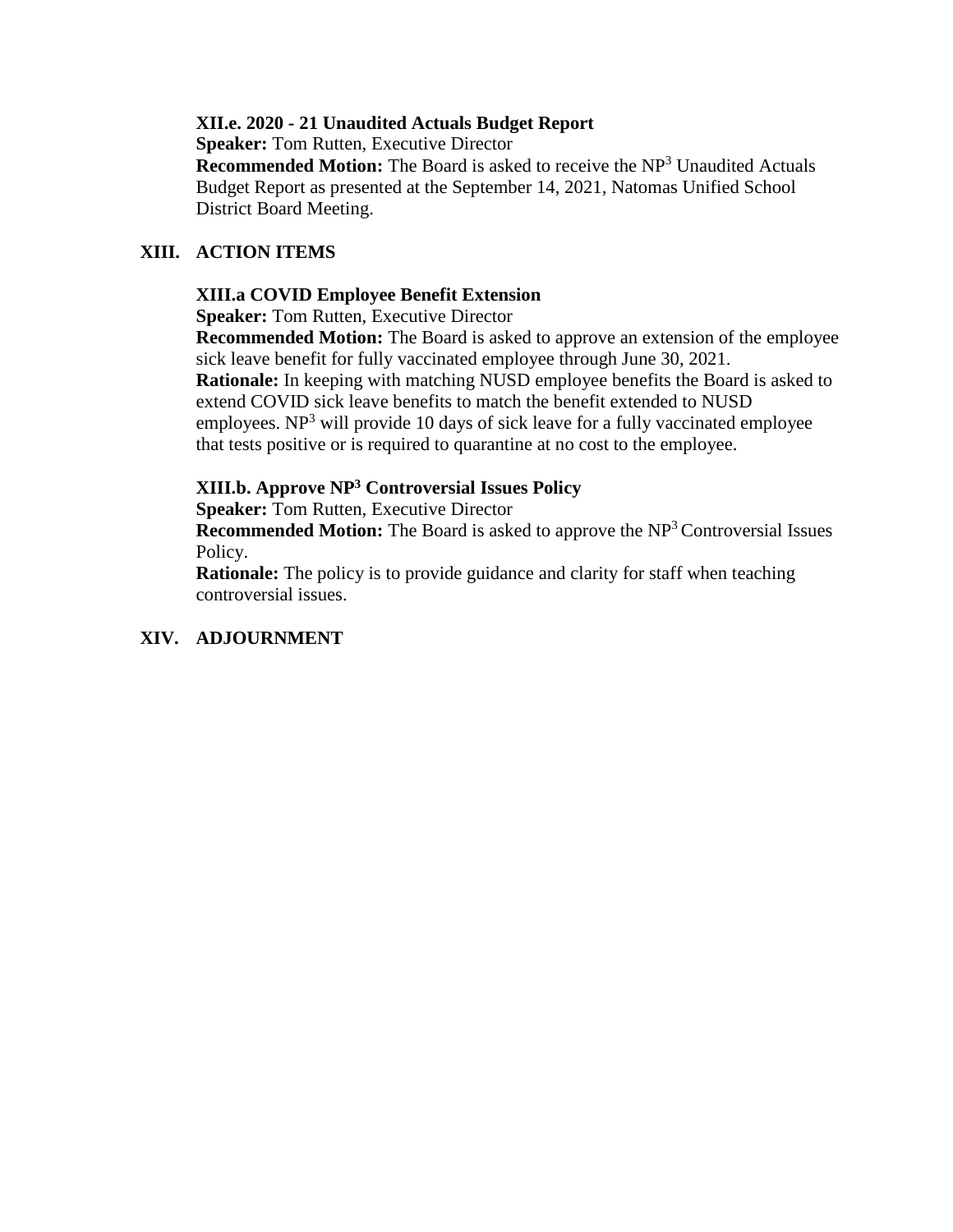**XII.e. 2020 - 21 Unaudited Actuals Budget Report**
**Speaker:** Tom Rutten, Executive Director
**Recommended Motion:** The Board is asked to receive the $NP^3$ Unaudited Actuals Budget Report as presented at the September 14, 2021, Natomas Unified School District Board Meeting.

## XIII. ACTION ITEMS

**XIII.a COVID Employee Benefit Extension**
**Speaker:** Tom Rutten, Executive Director
**Recommended Motion:** The Board is asked to approve an extension of the employee sick leave benefit for fully vaccinated employee through June 30, 2021.
**Rationale:** In keeping with matching NUSD employee benefits the Board is asked to extend COVID sick leave benefits to match the benefit extended to NUSD employees. $NP^3$ will provide 10 days of sick leave for a fully vaccinated employee that tests positive or is required to quarantine at no cost to the employee.

**XIII.b. Approve $NP^3$ Controversial Issues Policy**
**Speaker:** Tom Rutten, Executive Director
**Recommended Motion:** The Board is asked to approve the $NP^3$ Controversial Issues Policy.
**Rationale:** The policy is to provide guidance and clarity for staff when teaching controversial issues.

## XIV. ADJOURNMENT